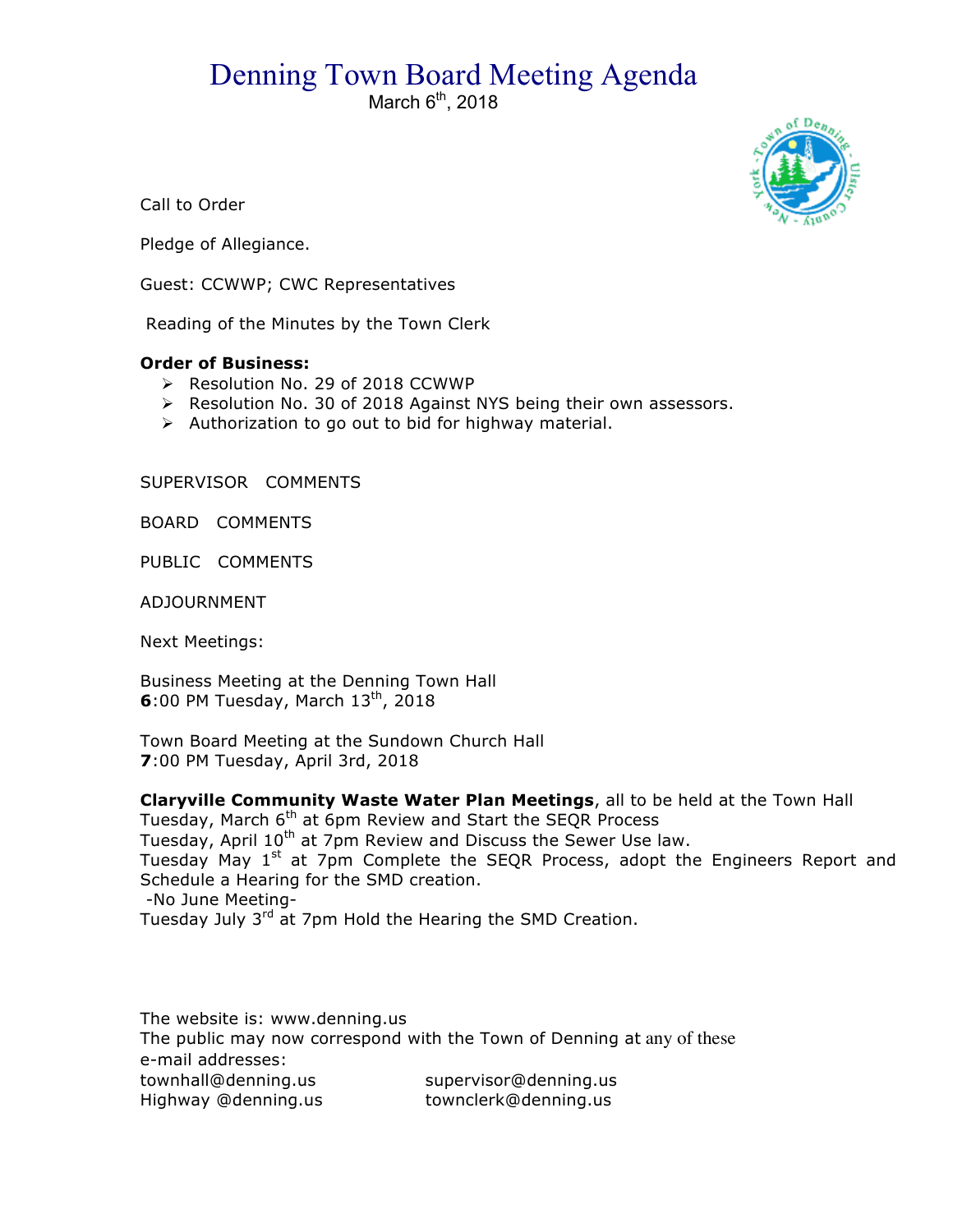# Denning Town Board Meeting Agenda

March 6th, 2018

Call to Order

Pledge of Allegiance.

Guest: CCWWP; CWC Representatives

Reading of the Minutes by the Town Clerk

**Order of Business:**

- Resolution No. 29 of 2018 CCWWP
- Resolution No. 30 of 2018 Against NYS being their own assessors.
- Authorization to go out to bid for highway material.

SUPERVISOR COMMENTS

BOARD COMMENTS

PUBLIC COMMENTS

ADJOURNMENT

Next Meetings:

Business Meeting at the Denning Town Hall
**6**:00 PM Tuesday, March 13th, 2018

Town Board Meeting at the Sundown Church Hall
**7**:00 PM Tuesday, April 3rd, 2018

**Claryville Community Waste Water Plan Meetings**, all to be held at the Town Hall
Tuesday, March 6th at 6pm Review and Start the SEQR Process
Tuesday, April 10th at 7pm Review and Discuss the Sewer Use law.
Tuesday May 1st at 7pm Complete the SEQR Process, adopt the Engineers Report and Schedule a Hearing for the SMD creation.
-No June Meeting-
Tuesday July 3rd at 7pm Hold the Hearing the SMD Creation.

The website is: www.denning.us
The public may now correspond with the Town of Denning at any of these e-mail addresses:

townhall@denning.us
supervisor@denning.us
Highway @denning.us
townclerk@denning.us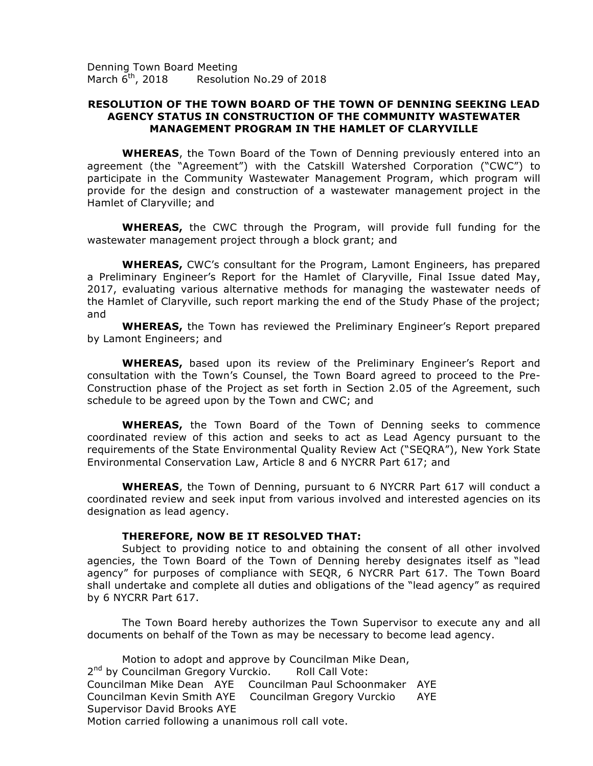Denning Town Board Meeting
March 6th, 2018 Resolution No.29 of 2018

**RESOLUTION OF THE TOWN BOARD OF THE TOWN OF DENNING SEEKING LEAD AGENCY STATUS IN CONSTRUCTION OF THE COMMUNITY WASTEWATER MANAGEMENT PROGRAM IN THE HAMLET OF CLARYVILLE**

**WHEREAS**, the Town Board of the Town of Denning previously entered into an agreement (the "Agreement") with the Catskill Watershed Corporation ("CWC") to participate in the Community Wastewater Management Program, which program will provide for the design and construction of a wastewater management project in the Hamlet of Claryville; and

**WHEREAS,** the CWC through the Program, will provide full funding for the wastewater management project through a block grant; and

**WHEREAS,** CWC's consultant for the Program, Lamont Engineers, has prepared a Preliminary Engineer's Report for the Hamlet of Claryville, Final Issue dated May, 2017, evaluating various alternative methods for managing the wastewater needs of the Hamlet of Claryville, such report marking the end of the Study Phase of the project; and

**WHEREAS,** the Town has reviewed the Preliminary Engineer's Report prepared by Lamont Engineers; and

**WHEREAS,** based upon its review of the Preliminary Engineer's Report and consultation with the Town's Counsel, the Town Board agreed to proceed to the Pre-Construction phase of the Project as set forth in Section 2.05 of the Agreement, such schedule to be agreed upon by the Town and CWC; and

**WHEREAS,** the Town Board of the Town of Denning seeks to commence coordinated review of this action and seeks to act as Lead Agency pursuant to the requirements of the State Environmental Quality Review Act ("SEQRA"), New York State Environmental Conservation Law, Article 8 and 6 NYCRR Part 617; and

**WHEREAS**, the Town of Denning, pursuant to 6 NYCRR Part 617 will conduct a coordinated review and seek input from various involved and interested agencies on its designation as lead agency.

**THEREFORE, NOW BE IT RESOLVED THAT:**

Subject to providing notice to and obtaining the consent of all other involved agencies, the Town Board of the Town of Denning hereby designates itself as "lead agency" for purposes of compliance with SEQR, 6 NYCRR Part 617. The Town Board shall undertake and complete all duties and obligations of the "lead agency" as required by 6 NYCRR Part 617.

The Town Board hereby authorizes the Town Supervisor to execute any and all documents on behalf of the Town as may be necessary to become lead agency.

Motion to adopt and approve by Councilman Mike Dean,
2nd by Councilman Gregory Vurckio. Roll Call Vote:
Councilman Mike Dean AYE Councilman Paul Schoonmaker AYE
Councilman Kevin Smith AYE Councilman Gregory Vurckio AYE
Supervisor David Brooks AYE
Motion carried following a unanimous roll call vote.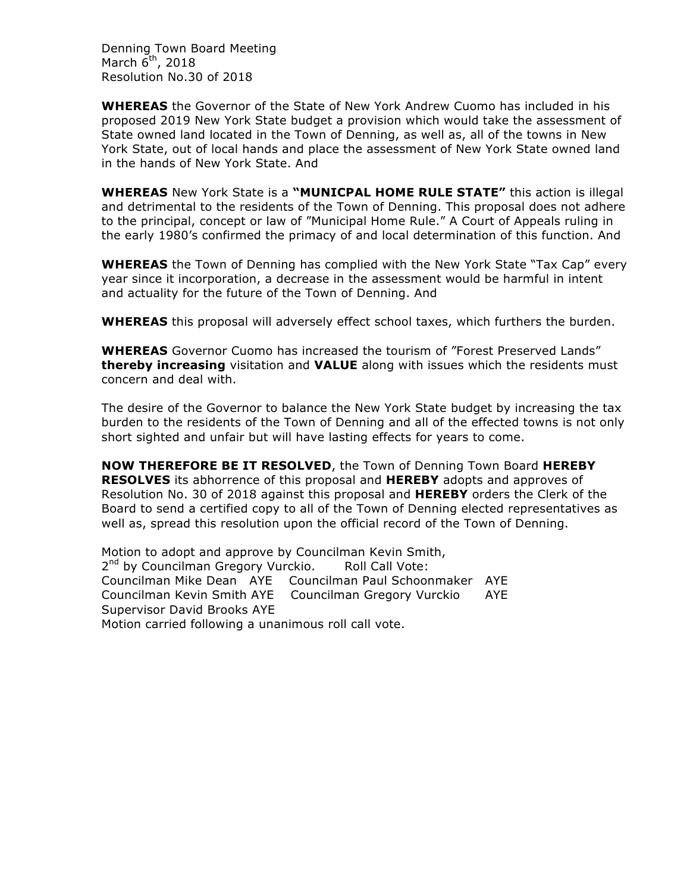Denning Town Board Meeting
March 6th, 2018
Resolution No.30 of 2018

**WHEREAS** the Governor of the State of New York Andrew Cuomo has included in his proposed 2019 New York State budget a provision which would take the assessment of State owned land located in the Town of Denning, as well as, all of the towns in New York State, out of local hands and place the assessment of New York State owned land in the hands of New York State. And

**WHEREAS** New York State is a **"MUNICPAL HOME RULE STATE"** this action is illegal and detrimental to the residents of the Town of Denning. This proposal does not adhere to the principal, concept or law of "Municipal Home Rule." A Court of Appeals ruling in the early 1980's confirmed the primacy of and local determination of this function. And

**WHEREAS** the Town of Denning has complied with the New York State "Tax Cap" every year since it incorporation, a decrease in the assessment would be harmful in intent and actuality for the future of the Town of Denning. And

**WHEREAS** this proposal will adversely effect school taxes, which furthers the burden.

**WHEREAS** Governor Cuomo has increased the tourism of "Forest Preserved Lands" **thereby increasing** visitation and **VALUE** along with issues which the residents must concern and deal with.

The desire of the Governor to balance the New York State budget by increasing the tax burden to the residents of the Town of Denning and all of the effected towns is not only short sighted and unfair but will have lasting effects for years to come.

**NOW THEREFORE BE IT RESOLVED**, the Town of Denning Town Board **HEREBY RESOLVES** its abhorrence of this proposal and **HEREBY** adopts and approves of Resolution No. 30 of 2018 against this proposal and **HEREBY** orders the Clerk of the Board to send a certified copy to all of the Town of Denning elected representatives as well as, spread this resolution upon the official record of the Town of Denning.

Motion to adopt and approve by Councilman Kevin Smith,
2nd by Councilman Gregory Vurckio. Roll Call Vote:
Councilman Mike Dean AYE Councilman Paul Schoonmaker AYE
Councilman Kevin Smith AYE Councilman Gregory Vurckio AYE
Supervisor David Brooks AYE
Motion carried following a unanimous roll call vote.